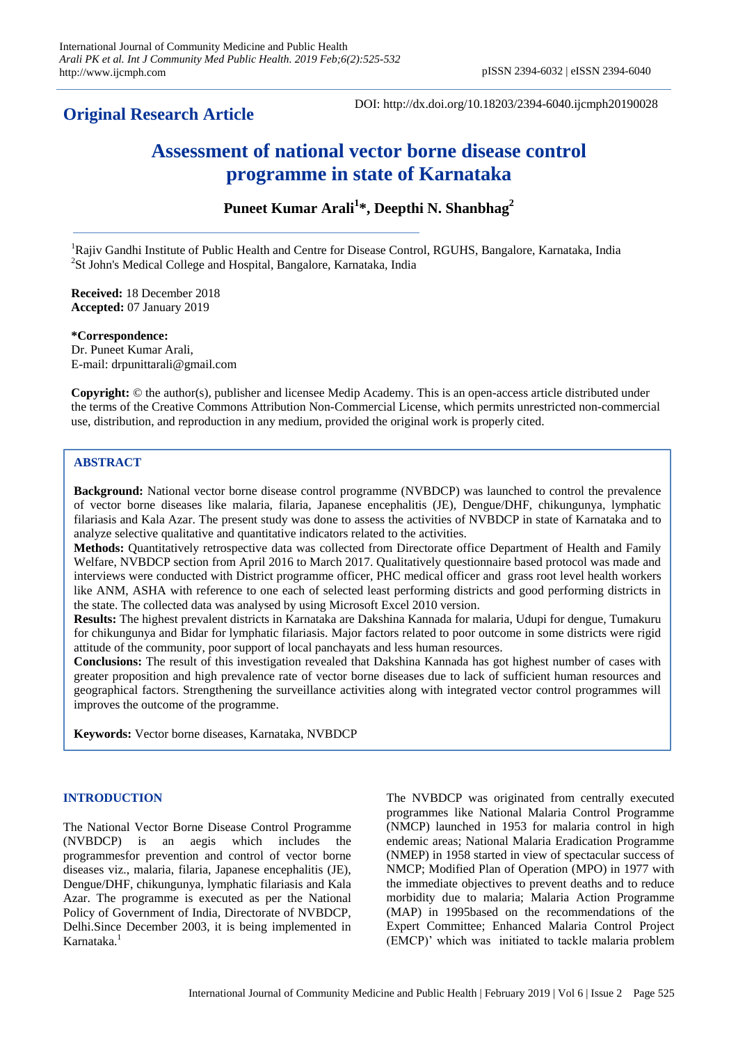**Original Research Article**

DOI: http://dx.doi.org/10.18203/2394-6040.ijcmph20190028

# Assessment of national vector borne disease control programme in state of Karnataka

**Puneet Kumar Arali[1]*, Deepthi N. Shanbhag[2]**

[1]Rajiv Gandhi Institute of Public Health and Centre for Disease Control, RGUHS, Bangalore, Karnataka, India
[2]St John's Medical College and Hospital, Bangalore, Karnataka, India

**Received:** 18 December 2018
**Accepted:** 07 January 2019

**\*Correspondence:**
Dr. Puneet Kumar Arali,
E-mail: drpunittarali@gmail.com

**Copyright:** © the author(s), publisher and licensee Medip Academy. This is an open-access article distributed under the terms of the Creative Commons Attribution Non-Commercial License, which permits unrestricted non-commercial use, distribution, and reproduction in any medium, provided the original work is properly cited.

## ABSTRACT

**Background:** National vector borne disease control programme (NVBDCP) was launched to control the prevalence of vector borne diseases like malaria, filaria, Japanese encephalitis (JE), Dengue/DHF, chikungunya, lymphatic filariasis and Kala Azar. The present study was done to assess the activities of NVBDCP in state of Karnataka and to analyze selective qualitative and quantitative indicators related to the activities.

**Methods:** Quantitatively retrospective data was collected from Directorate office Department of Health and Family Welfare, NVBDCP section from April 2016 to March 2017. Qualitatively questionnaire based protocol was made and interviews were conducted with District programme officer, PHC medical officer and grass root level health workers like ANM, ASHA with reference to one each of selected least performing districts and good performing districts in the state. The collected data was analysed by using Microsoft Excel 2010 version.

**Results:** The highest prevalent districts in Karnataka are Dakshina Kannada for malaria, Udupi for dengue, Tumakuru for chikungunya and Bidar for lymphatic filariasis. Major factors related to poor outcome in some districts were rigid attitude of the community, poor support of local panchayats and less human resources.

**Conclusions:** The result of this investigation revealed that Dakshina Kannada has got highest number of cases with greater proposition and high prevalence rate of vector borne diseases due to lack of sufficient human resources and geographical factors. Strengthening the surveillance activities along with integrated vector control programmes will improves the outcome of the programme.

**Keywords:** Vector borne diseases, Karnataka, NVBDCP

## INTRODUCTION

The National Vector Borne Disease Control Programme (NVBDCP) is an aegis which includes the programmesfor prevention and control of vector borne diseases viz., malaria, filaria, Japanese encephalitis (JE), Dengue/DHF, chikungunya, lymphatic filariasis and Kala Azar. The programme is executed as per the National Policy of Government of India, Directorate of NVBDCP, Delhi.Since December 2003, it is being implemented in Karnataka.[1]

The NVBDCP was originated from centrally executed programmes like National Malaria Control Programme (NMCP) launched in 1953 for malaria control in high endemic areas; National Malaria Eradication Programme (NMEP) in 1958 started in view of spectacular success of NMCP; Modified Plan of Operation (MPO) in 1977 with the immediate objectives to prevent deaths and to reduce morbidity due to malaria; Malaria Action Programme (MAP) in 1995based on the recommendations of the Expert Committee; Enhanced Malaria Control Project (EMCP)' which was initiated to tackle malaria problem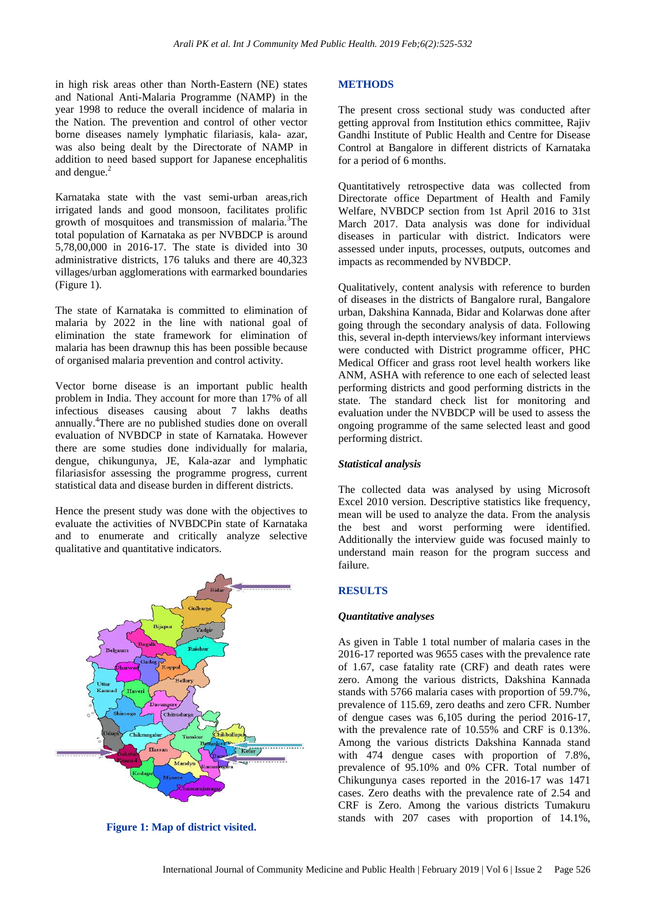in high risk areas other than North-Eastern (NE) states and National Anti-Malaria Programme (NAMP) in the year 1998 to reduce the overall incidence of malaria in the Nation. The prevention and control of other vector borne diseases namely lymphatic filariasis, kala- azar, was also being dealt by the Directorate of NAMP in addition to need based support for Japanese encephalitis and dengue.[2]

Karnataka state with the vast semi-urban areas,rich irrigated lands and good monsoon, facilitates prolific growth of mosquitoes and transmission of malaria.[3]The total population of Karnataka as per NVBDCP is around 5,78,00,000 in 2016-17. The state is divided into 30 administrative districts, 176 taluks and there are 40,323 villages/urban agglomerations with earmarked boundaries (Figure 1).

The state of Karnataka is committed to elimination of malaria by 2022 in the line with national goal of elimination the state framework for elimination of malaria has been drawnup this has been possible because of organised malaria prevention and control activity.

Vector borne disease is an important public health problem in India. They account for more than 17% of all infectious diseases causing about 7 lakhs deaths annually.[4]There are no published studies done on overall evaluation of NVBDCP in state of Karnataka. However there are some studies done individually for malaria, dengue, chikungunya, JE, Kala-azar and lymphatic filariasisfor assessing the programme progress, current statistical data and disease burden in different districts.

Hence the present study was done with the objectives to evaluate the activities of NVBDCPin state of Karnataka and to enumerate and critically analyze selective qualitative and quantitative indicators.

**Figure 1: Map of district visited.**

## METHODS

The present cross sectional study was conducted after getting approval from Institution ethics committee, Rajiv Gandhi Institute of Public Health and Centre for Disease Control at Bangalore in different districts of Karnataka for a period of 6 months.

Quantitatively retrospective data was collected from Directorate office Department of Health and Family Welfare, NVBDCP section from 1st April 2016 to 31st March 2017. Data analysis was done for individual diseases in particular with district. Indicators were assessed under inputs, processes, outputs, outcomes and impacts as recommended by NVBDCP.

Qualitatively, content analysis with reference to burden of diseases in the districts of Bangalore rural, Bangalore urban, Dakshina Kannada, Bidar and Kolarwas done after going through the secondary analysis of data. Following this, several in-depth interviews/key informant interviews were conducted with District programme officer, PHC Medical Officer and grass root level health workers like ANM, ASHA with reference to one each of selected least performing districts and good performing districts in the state. The standard check list for monitoring and evaluation under the NVBDCP will be used to assess the ongoing programme of the same selected least and good performing district.

### *Statistical analysis*

The collected data was analysed by using Microsoft Excel 2010 version. Descriptive statistics like frequency, mean will be used to analyze the data. From the analysis the best and worst performing were identified. Additionally the interview guide was focused mainly to understand main reason for the program success and failure.

## RESULTS

### *Quantitative analyses*

As given in Table 1 total number of malaria cases in the 2016-17 reported was 9655 cases with the prevalence rate of 1.67, case fatality rate (CRF) and death rates were zero. Among the various districts, Dakshina Kannada stands with 5766 malaria cases with proportion of 59.7%, prevalence of 115.69, zero deaths and zero CFR. Number of dengue cases was 6,105 during the period 2016-17, with the prevalence rate of 10.55% and CRF is 0.13%. Among the various districts Dakshina Kannada stand with 474 dengue cases with proportion of 7.8%, prevalence of 95.10% and 0% CFR. Total number of Chikungunya cases reported in the 2016-17 was 1471 cases. Zero deaths with the prevalence rate of 2.54 and CRF is Zero. Among the various districts Tumakuru stands with 207 cases with proportion of 14.1%,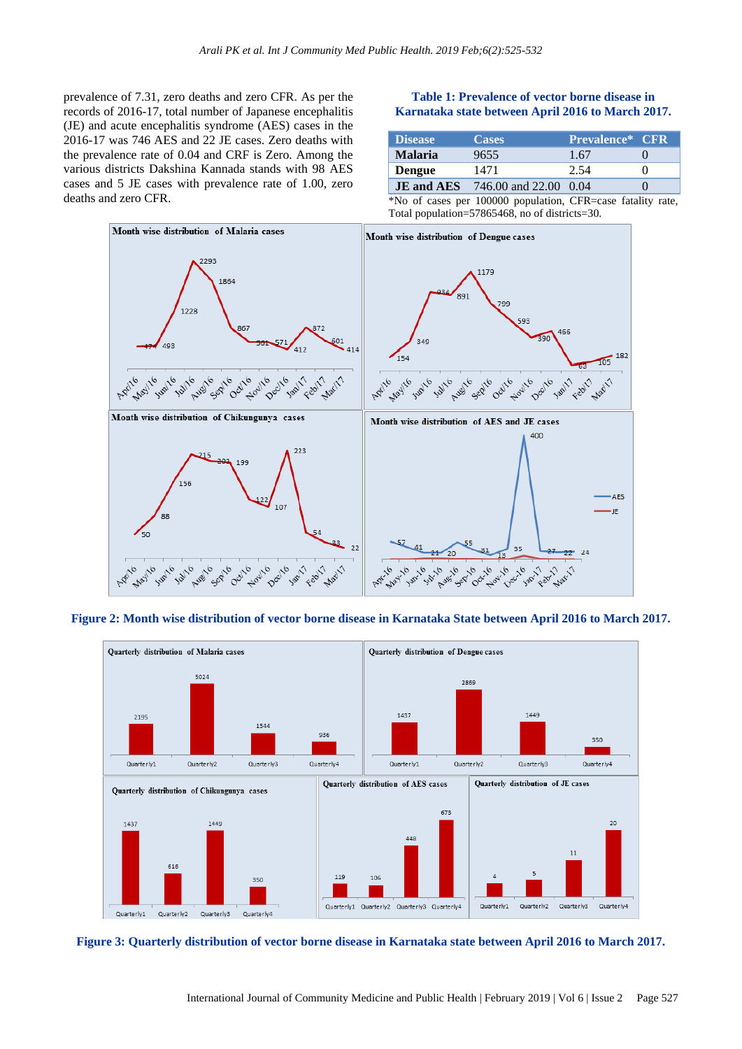prevalence of 7.31, zero deaths and zero CFR. As per the records of 2016-17, total number of Japanese encephalitis (JE) and acute encephalitis syndrome (AES) cases in the 2016-17 was 746 AES and 22 JE cases. Zero deaths with the prevalence rate of 0.04 and CRF is Zero. Among the various districts Dakshina Kannada stands with 98 AES cases and 5 JE cases with prevalence rate of 1.00, zero deaths and zero CFR.

**Table 1: Prevalence of vector borne disease in Karnataka state between April 2016 to March 2017.**

| Disease | Cases | Prevalence* | CFR |
|---|---|---|---|
| **Malaria** | 9655 | 1.67 | 0 |
| **Dengue** | 1471 | 2.54 | 0 |
| **JE and AES** | 746.00 and 22.00 | 0.04 | 0 |

*No of cases per 100000 population, CFR=case fatality rate, Total population=57865468, no of districts=30.

**Figure 2: Month wise distribution of vector borne disease in Karnataka State between April 2016 to March 2017.**

**Figure 3: Quarterly distribution of vector borne disease in Karnataka state between April 2016 to March 2017.**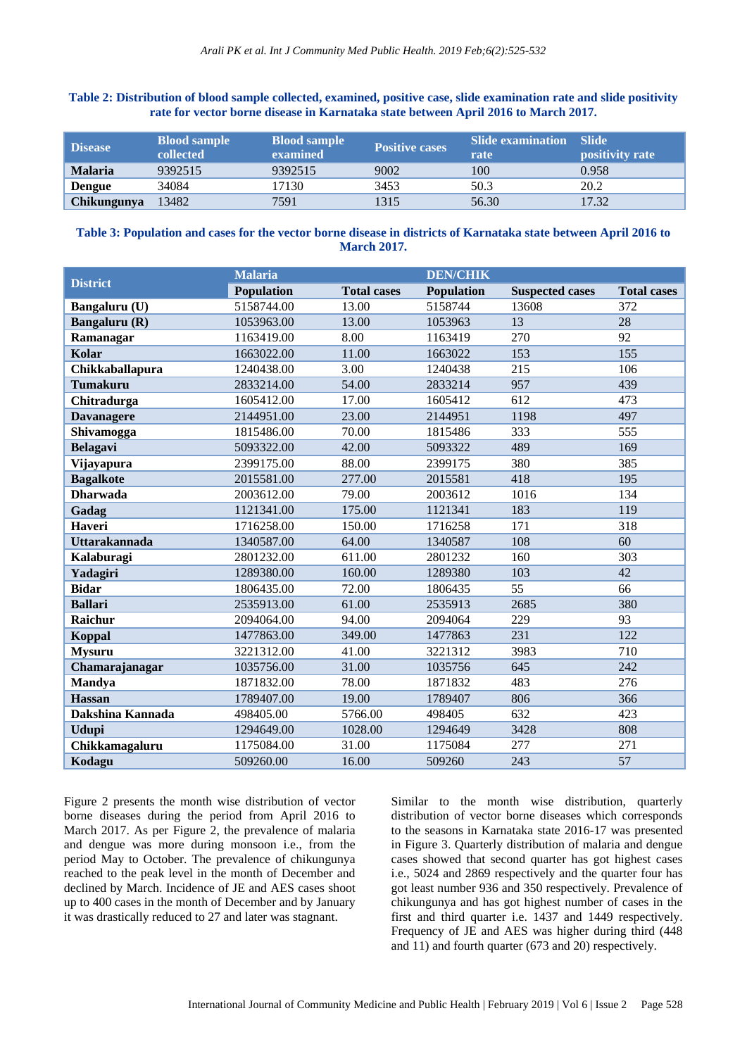**Table 2: Distribution of blood sample collected, examined, positive case, slide examination rate and slide positivity rate for vector borne disease in Karnataka state between April 2016 to March 2017.**

| Disease | Blood sample collected | Blood sample examined | Positive cases | Slide examination rate | Slide positivity rate |
|---|---|---|---|---|---|
| **Malaria** | 9392515 | 9392515 | 9002 | 100 | 0.958 |
| **Dengue** | 34084 | 17130 | 3453 | 50.3 | 20.2 |
| **Chikungunya** | 13482 | 7591 | 1315 | 56.30 | 17.32 |

**Table 3: Population and cases for the vector borne disease in districts of Karnataka state between April 2016 to March 2017.**

| District | Malaria | | DEN/CHIK | | |
|---|---|---|---|---|---|
| | Population | Total cases | Population | Suspected cases | Total cases |
| **Bangaluru (U)** | 5158744.00 | 13.00 | 5158744 | 13608 | 372 |
| **Bangaluru (R)** | 1053963.00 | 13.00 | 1053963 | 13 | 28 |
| **Ramanagar** | 1163419.00 | 8.00 | 1163419 | 270 | 92 |
| **Kolar** | 1663022.00 | 11.00 | 1663022 | 153 | 155 |
| **Chikkaballapura** | 1240438.00 | 3.00 | 1240438 | 215 | 106 |
| **Tumakuru** | 2833214.00 | 54.00 | 2833214 | 957 | 439 |
| **Chitradurga** | 1605412.00 | 17.00 | 1605412 | 612 | 473 |
| **Davanagere** | 2144951.00 | 23.00 | 2144951 | 1198 | 497 |
| **Shivamogga** | 1815486.00 | 70.00 | 1815486 | 333 | 555 |
| **Belagavi** | 5093322.00 | 42.00 | 5093322 | 489 | 169 |
| **Vijayapura** | 2399175.00 | 88.00 | 2399175 | 380 | 385 |
| **Bagalkote** | 2015581.00 | 277.00 | 2015581 | 418 | 195 |
| **Dharwada** | 2003612.00 | 79.00 | 2003612 | 1016 | 134 |
| **Gadag** | 1121341.00 | 175.00 | 1121341 | 183 | 119 |
| **Haveri** | 1716258.00 | 150.00 | 1716258 | 171 | 318 |
| **Uttarakannada** | 1340587.00 | 64.00 | 1340587 | 108 | 60 |
| **Kalaburagi** | 2801232.00 | 611.00 | 2801232 | 160 | 303 |
| **Yadagiri** | 1289380.00 | 160.00 | 1289380 | 103 | 42 |
| **Bidar** | 1806435.00 | 72.00 | 1806435 | 55 | 66 |
| **Ballari** | 2535913.00 | 61.00 | 2535913 | 2685 | 380 |
| **Raichur** | 2094064.00 | 94.00 | 2094064 | 229 | 93 |
| **Koppal** | 1477863.00 | 349.00 | 1477863 | 231 | 122 |
| **Mysuru** | 3221312.00 | 41.00 | 3221312 | 3983 | 710 |
| **Chamarajanagar** | 1035756.00 | 31.00 | 1035756 | 645 | 242 |
| **Mandya** | 1871832.00 | 78.00 | 1871832 | 483 | 276 |
| **Hassan** | 1789407.00 | 19.00 | 1789407 | 806 | 366 |
| **Dakshina Kannada** | 498405.00 | 5766.00 | 498405 | 632 | 423 |
| **Udupi** | 1294649.00 | 1028.00 | 1294649 | 3428 | 808 |
| **Chikkamagaluru** | 1175084.00 | 31.00 | 1175084 | 277 | 271 |
| **Kodagu** | 509260.00 | 16.00 | 509260 | 243 | 57 |

Figure 2 presents the month wise distribution of vector borne diseases during the period from April 2016 to March 2017. As per Figure 2, the prevalence of malaria and dengue was more during monsoon i.e., from the period May to October. The prevalence of chikungunya reached to the peak level in the month of December and declined by March. Incidence of JE and AES cases shoot up to 400 cases in the month of December and by January it was drastically reduced to 27 and later was stagnant.

Similar to the month wise distribution, quarterly distribution of vector borne diseases which corresponds to the seasons in Karnataka state 2016-17 was presented in Figure 3. Quarterly distribution of malaria and dengue cases showed that second quarter has got highest cases i.e., 5024 and 2869 respectively and the quarter four has got least number 936 and 350 respectively. Prevalence of chikungunya and has got highest number of cases in the first and third quarter i.e. 1437 and 1449 respectively. Frequency of JE and AES was higher during third (448 and 11) and fourth quarter (673 and 20) respectively.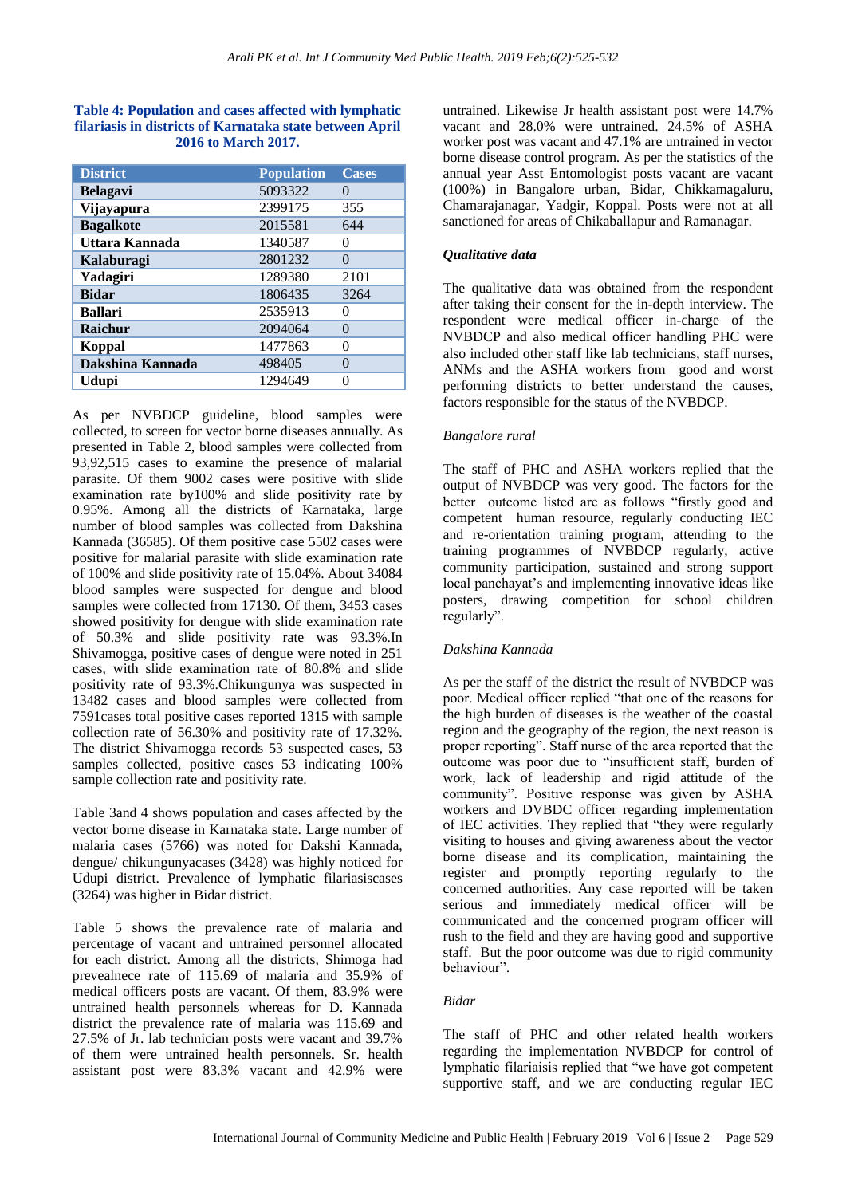**Table 4: Population and cases affected with lymphatic filariasis in districts of Karnataka state between April 2016 to March 2017.**

| District | Population | Cases |
|---|---|---|
| **Belagavi** | 5093322 | 0 |
| **Vijayapura** | 2399175 | 355 |
| **Bagalkote** | 2015581 | 644 |
| **Uttara Kannada** | 1340587 | 0 |
| **Kalaburagi** | 2801232 | 0 |
| **Yadagiri** | 1289380 | 2101 |
| **Bidar** | 1806435 | 3264 |
| **Ballari** | 2535913 | 0 |
| **Raichur** | 2094064 | 0 |
| **Koppal** | 1477863 | 0 |
| **Dakshina Kannada** | 498405 | 0 |
| **Udupi** | 1294649 | 0 |

As per NVBDCP guideline, blood samples were collected, to screen for vector borne diseases annually. As presented in Table 2, blood samples were collected from 93,92,515 cases to examine the presence of malarial parasite. Of them 9002 cases were positive with slide examination rate by100% and slide positivity rate by 0.95%. Among all the districts of Karnataka, large number of blood samples was collected from Dakshina Kannada (36585). Of them positive case 5502 cases were positive for malarial parasite with slide examination rate of 100% and slide positivity rate of 15.04%. About 34084 blood samples were suspected for dengue and blood samples were collected from 17130. Of them, 3453 cases showed positivity for dengue with slide examination rate of 50.3% and slide positivity rate was 93.3%.In Shivamogga, positive cases of dengue were noted in 251 cases, with slide examination rate of 80.8% and slide positivity rate of 93.3%.Chikungunya was suspected in 13482 cases and blood samples were collected from 7591cases total positive cases reported 1315 with sample collection rate of 56.30% and positivity rate of 17.32%. The district Shivamogga records 53 suspected cases, 53 samples collected, positive cases 53 indicating 100% sample collection rate and positivity rate.

Table 3and 4 shows population and cases affected by the vector borne disease in Karnataka state. Large number of malaria cases (5766) was noted for Dakshi Kannada, dengue/ chikungunyacases (3428) was highly noticed for Udupi district. Prevalence of lymphatic filariasiscases (3264) was higher in Bidar district.

Table 5 shows the prevalence rate of malaria and percentage of vacant and untrained personnel allocated for each district. Among all the districts, Shimoga had prevealnece rate of 115.69 of malaria and 35.9% of medical officers posts are vacant. Of them, 83.9% were untrained health personnels whereas for D. Kannada district the prevalence rate of malaria was 115.69 and 27.5% of Jr. lab technician posts were vacant and 39.7% of them were untrained health personnels. Sr. health assistant post were 83.3% vacant and 42.9% were untrained. Likewise Jr health assistant post were 14.7% vacant and 28.0% were untrained. 24.5% of ASHA worker post was vacant and 47.1% are untrained in vector borne disease control program. As per the statistics of the annual year Asst Entomologist posts vacant are vacant (100%) in Bangalore urban, Bidar, Chikkamagaluru, Chamarajanagar, Yadgir, Koppal. Posts were not at all sanctioned for areas of Chikaballapur and Ramanagar.

### *Qualitative data*

The qualitative data was obtained from the respondent after taking their consent for the in-depth interview. The respondent were medical officer in-charge of the NVBDCP and also medical officer handling PHC were also included other staff like lab technicians, staff nurses, ANMs and the ASHA workers from good and worst performing districts to better understand the causes, factors responsible for the status of the NVBDCP.

*Bangalore rural*

The staff of PHC and ASHA workers replied that the output of NVBDCP was very good. The factors for the better outcome listed are as follows "firstly good and competent human resource, regularly conducting IEC and re-orientation training program, attending to the training programmes of NVBDCP regularly, active community participation, sustained and strong support local panchayat's and implementing innovative ideas like posters, drawing competition for school children regularly".

*Dakshina Kannada*

As per the staff of the district the result of NVBDCP was poor. Medical officer replied "that one of the reasons for the high burden of diseases is the weather of the coastal region and the geography of the region, the next reason is proper reporting". Staff nurse of the area reported that the outcome was poor due to "insufficient staff, burden of work, lack of leadership and rigid attitude of the community". Positive response was given by ASHA workers and DVBDC officer regarding implementation of IEC activities. They replied that "they were regularly visiting to houses and giving awareness about the vector borne disease and its complication, maintaining the register and promptly reporting regularly to the concerned authorities. Any case reported will be taken serious and immediately medical officer will be communicated and the concerned program officer will rush to the field and they are having good and supportive staff. But the poor outcome was due to rigid community behaviour".

*Bidar*

The staff of PHC and other related health workers regarding the implementation NVBDCP for control of lymphatic filariaisis replied that "we have got competent supportive staff, and we are conducting regular IEC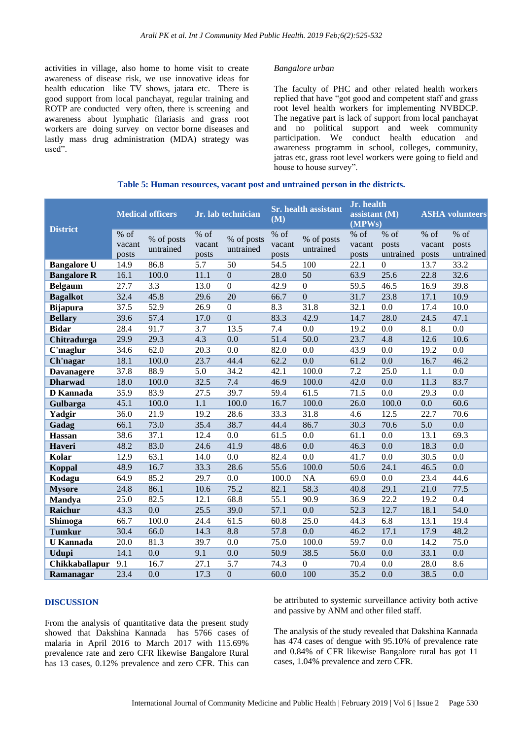activities in village, also home to home visit to create awareness of disease risk, we use innovative ideas for health education like TV shows, jatara etc. There is good support from local panchayat, regular training and ROTP are conducted very often, there is screening and awareness about lymphatic filariasis and grass root workers are doing survey on vector borne diseases and lastly mass drug administration (MDA) strategy was used".

*Bangalore urban*

The faculty of PHC and other related health workers replied that have "got good and competent staff and grass root level health workers for implementing NVBDCP. The negative part is lack of support from local panchayat and no political support and week community participation. We conduct health education and awareness programm in school, colleges, community, jatras etc, grass root level workers were going to field and house to house survey".

**Table 5: Human resources, vacant post and untrained person in the districts.**

| District | Medical officers | | Jr. lab technician | | Sr. health assistant (M) | | Jr. health assistant (M) (MPWs) | | ASHA volunteers | |
|---|---|---|---|---|---|---|---|---|---|---|
| | % of vacant posts | % of posts untrained | % of vacant posts | % of posts untrained | % of vacant posts | % of posts untrained | % of vacant posts | % of posts untrained | % of vacant posts | % of posts untrained |
| **Bangalore U** | 14.9 | 86.8 | 5.7 | 50 | 54.5 | 100 | 22.1 | 0 | 13.7 | 33.2 |
| **Bangalore R** | 16.1 | 100.0 | 11.1 | 0 | 28.0 | 50 | 63.9 | 25.6 | 22.8 | 32.6 |
| **Belgaum** | 27.7 | 3.3 | 13.0 | 0 | 42.9 | 0 | 59.5 | 46.5 | 16.9 | 39.8 |
| **Bagalkot** | 32.4 | 45.8 | 29.6 | 20 | 66.7 | 0 | 31.7 | 23.8 | 17.1 | 10.9 |
| **Bijapura** | 37.5 | 52.9 | 26.9 | 0 | 8.3 | 31.8 | 32.1 | 0.0 | 17.4 | 10.0 |
| **Bellary** | 39.6 | 57.4 | 17.0 | 0 | 83.3 | 42.9 | 14.7 | 28.0 | 24.5 | 47.1 |
| **Bidar** | 28.4 | 91.7 | 3.7 | 13.5 | 7.4 | 0.0 | 19.2 | 0.0 | 8.1 | 0.0 |
| **Chitradurga** | 29.9 | 29.3 | 4.3 | 0.0 | 51.4 | 50.0 | 23.7 | 4.8 | 12.6 | 10.6 |
| **C'maglur** | 34.6 | 62.0 | 20.3 | 0.0 | 82.0 | 0.0 | 43.9 | 0.0 | 19.2 | 0.0 |
| **Ch'nagar** | 18.1 | 100.0 | 23.7 | 44.4 | 62.2 | 0.0 | 61.2 | 0.0 | 16.7 | 46.2 |
| **Davanagere** | 37.8 | 88.9 | 5.0 | 34.2 | 42.1 | 100.0 | 7.2 | 25.0 | 1.1 | 0.0 |
| **Dharwad** | 18.0 | 100.0 | 32.5 | 7.4 | 46.9 | 100.0 | 42.0 | 0.0 | 11.3 | 83.7 |
| **D Kannada** | 35.9 | 83.9 | 27.5 | 39.7 | 59.4 | 61.5 | 71.5 | 0.0 | 29.3 | 0.0 |
| **Gulbarga** | 45.1 | 100.0 | 1.1 | 100.0 | 16.7 | 100.0 | 26.0 | 100.0 | 0.0 | 60.6 |
| **Yadgir** | 36.0 | 21.9 | 19.2 | 28.6 | 33.3 | 31.8 | 4.6 | 12.5 | 22.7 | 70.6 |
| **Gadag** | 66.1 | 73.0 | 35.4 | 38.7 | 44.4 | 86.7 | 30.3 | 70.6 | 5.0 | 0.0 |
| **Hassan** | 38.6 | 37.1 | 12.4 | 0.0 | 61.5 | 0.0 | 61.1 | 0.0 | 13.1 | 69.3 |
| **Haveri** | 48.2 | 83.0 | 24.6 | 41.9 | 48.6 | 0.0 | 46.3 | 0.0 | 18.3 | 0.0 |
| **Kolar** | 12.9 | 63.1 | 14.0 | 0.0 | 82.4 | 0.0 | 41.7 | 0.0 | 30.5 | 0.0 |
| **Koppal** | 48.9 | 16.7 | 33.3 | 28.6 | 55.6 | 100.0 | 50.6 | 24.1 | 46.5 | 0.0 |
| **Kodagu** | 64.9 | 85.2 | 29.7 | 0.0 | 100.0 | NA | 69.0 | 0.0 | 23.4 | 44.6 |
| **Mysore** | 24.8 | 86.1 | 10.6 | 75.2 | 82.1 | 58.3 | 40.8 | 29.1 | 21.0 | 77.5 |
| **Mandya** | 25.0 | 82.5 | 12.1 | 68.8 | 55.1 | 90.9 | 36.9 | 22.2 | 19.2 | 0.4 |
| **Raichur** | 43.3 | 0.0 | 25.5 | 39.0 | 57.1 | 0.0 | 52.3 | 12.7 | 18.1 | 54.0 |
| **Shimoga** | 66.7 | 100.0 | 24.4 | 61.5 | 60.8 | 25.0 | 44.3 | 6.8 | 13.1 | 19.4 |
| **Tumkur** | 30.4 | 66.0 | 14.3 | 8.8 | 57.8 | 0.0 | 46.2 | 17.1 | 17.9 | 48.2 |
| **U Kannada** | 20.0 | 81.3 | 39.7 | 0.0 | 75.0 | 100.0 | 59.7 | 0.0 | 14.2 | 75.0 |
| **Udupi** | 14.1 | 0.0 | 9.1 | 0.0 | 50.9 | 38.5 | 56.0 | 0.0 | 33.1 | 0.0 |
| **Chikkaballapur** | 9.1 | 16.7 | 27.1 | 5.7 | 74.3 | 0 | 70.4 | 0.0 | 28.0 | 8.6 |
| **Ramanagar** | 23.4 | 0.0 | 17.3 | 0 | 60.0 | 100 | 35.2 | 0.0 | 38.5 | 0.0 |

## DISCUSSION

From the analysis of quantitative data the present study showed that Dakshina Kannada has 5766 cases of malaria in April 2016 to March 2017 with 115.69% prevalence rate and zero CFR likewise Bangalore Rural has 13 cases, 0.12% prevalence and zero CFR. This can be attributed to systemic surveillance activity both active and passive by ANM and other filed staff.

The analysis of the study revealed that Dakshina Kannada has 474 cases of dengue with 95.10% of prevalence rate and 0.84% of CFR likewise Bangalore rural has got 11 cases, 1.04% prevalence and zero CFR.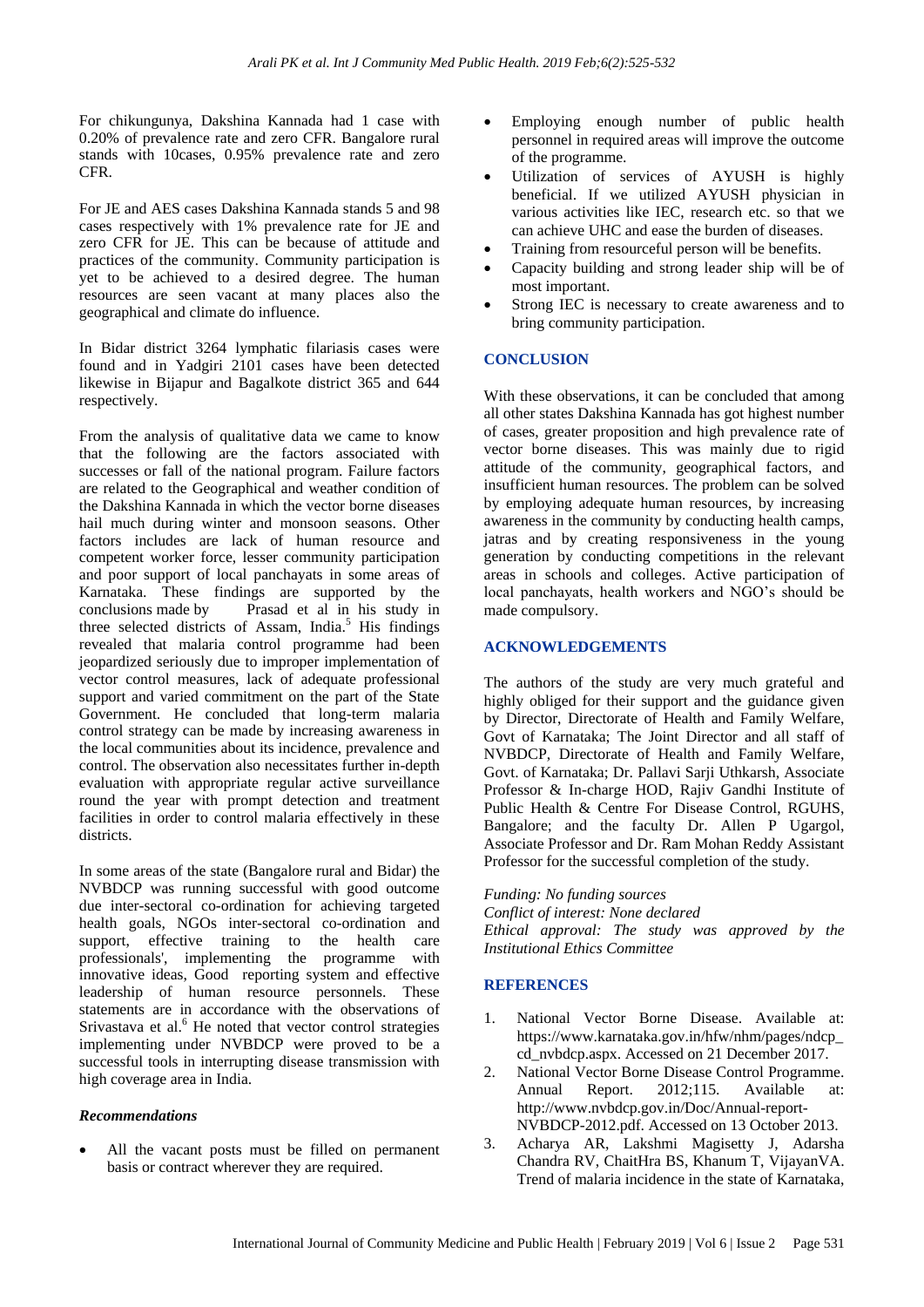For chikungunya, Dakshina Kannada had 1 case with 0.20% of prevalence rate and zero CFR. Bangalore rural stands with 10cases, 0.95% prevalence rate and zero CFR.

For JE and AES cases Dakshina Kannada stands 5 and 98 cases respectively with 1% prevalence rate for JE and zero CFR for JE. This can be because of attitude and practices of the community. Community participation is yet to be achieved to a desired degree. The human resources are seen vacant at many places also the geographical and climate do influence.

In Bidar district 3264 lymphatic filariasis cases were found and in Yadgiri 2101 cases have been detected likewise in Bijapur and Bagalkote district 365 and 644 respectively.

From the analysis of qualitative data we came to know that the following are the factors associated with successes or fall of the national program. Failure factors are related to the Geographical and weather condition of the Dakshina Kannada in which the vector borne diseases hail much during winter and monsoon seasons. Other factors includes are lack of human resource and competent worker force, lesser community participation and poor support of local panchayats in some areas of Karnataka. These findings are supported by the conclusions made by Prasad et al in his study in three selected districts of Assam, India.[5] His findings revealed that malaria control programme had been jeopardized seriously due to improper implementation of vector control measures, lack of adequate professional support and varied commitment on the part of the State Government. He concluded that long-term malaria control strategy can be made by increasing awareness in the local communities about its incidence, prevalence and control. The observation also necessitates further in-depth evaluation with appropriate regular active surveillance round the year with prompt detection and treatment facilities in order to control malaria effectively in these districts.

In some areas of the state (Bangalore rural and Bidar) the NVBDCP was running successful with good outcome due inter-sectoral co-ordination for achieving targeted health goals, NGOs inter-sectoral co-ordination and support, effective training to the health care professionals', implementing the programme with innovative ideas, Good reporting system and effective leadership of human resource personnels. These statements are in accordance with the observations of Srivastava et al.[6] He noted that vector control strategies implementing under NVBDCP were proved to be a successful tools in interrupting disease transmission with high coverage area in India.

### *Recommendations*

- All the vacant posts must be filled on permanent basis or contract wherever they are required.
- Employing enough number of public health personnel in required areas will improve the outcome of the programme.
- Utilization of services of AYUSH is highly beneficial. If we utilized AYUSH physician in various activities like IEC, research etc. so that we can achieve UHC and ease the burden of diseases.
- Training from resourceful person will be benefits.
- Capacity building and strong leader ship will be of most important.
- Strong IEC is necessary to create awareness and to bring community participation.

## CONCLUSION

With these observations, it can be concluded that among all other states Dakshina Kannada has got highest number of cases, greater proposition and high prevalence rate of vector borne diseases. This was mainly due to rigid attitude of the community, geographical factors, and insufficient human resources. The problem can be solved by employing adequate human resources, by increasing awareness in the community by conducting health camps, jatras and by creating responsiveness in the young generation by conducting competitions in the relevant areas in schools and colleges. Active participation of local panchayats, health workers and NGO's should be made compulsory.

## ACKNOWLEDGEMENTS

The authors of the study are very much grateful and highly obliged for their support and the guidance given by Director, Directorate of Health and Family Welfare, Govt of Karnataka; The Joint Director and all staff of NVBDCP, Directorate of Health and Family Welfare, Govt. of Karnataka; Dr. Pallavi Sarji Uthkarsh, Associate Professor & In-charge HOD, Rajiv Gandhi Institute of Public Health & Centre For Disease Control, RGUHS, Bangalore; and the faculty Dr. Allen P Ugargol, Associate Professor and Dr. Ram Mohan Reddy Assistant Professor for the successful completion of the study.

*Funding: No funding sources*
*Conflict of interest: None declared*
*Ethical approval: The study was approved by the Institutional Ethics Committee*

## REFERENCES

1. National Vector Borne Disease. Available at: https://www.karnataka.gov.in/hfw/nhm/pages/ndcp_cd_nvbdcp.aspx. Accessed on 21 December 2017.
2. National Vector Borne Disease Control Programme. Annual Report. 2012;115. Available at: http://www.nvbdcp.gov.in/Doc/Annual-report-NVBDCP-2012.pdf. Accessed on 13 October 2013.
3. Acharya AR, Lakshmi Magisetty J, Adarsha Chandra RV, ChaitHra BS, Khanum T, VijayanVA. Trend of malaria incidence in the state of Karnataka,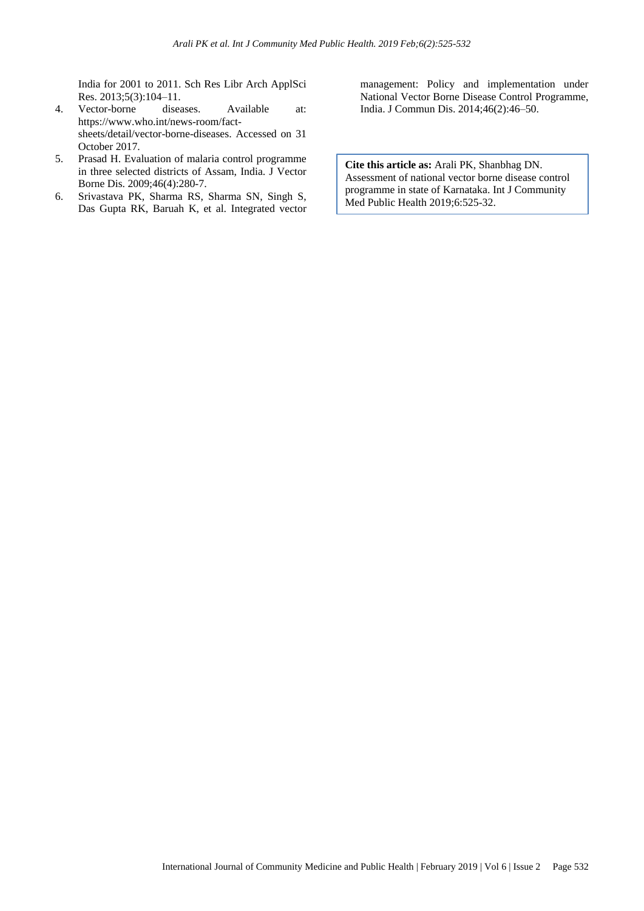India for 2001 to 2011. Sch Res Libr Arch ApplSci Res. 2013;5(3):104–11.

4. Vector-borne diseases. Available at: https://www.who.int/news-room/fact-sheets/detail/vector-borne-diseases. Accessed on 31 October 2017.
5. Prasad H. Evaluation of malaria control programme in three selected districts of Assam, India. J Vector Borne Dis. 2009;46(4):280-7.
6. Srivastava PK, Sharma RS, Sharma SN, Singh S, Das Gupta RK, Baruah K, et al. Integrated vector management: Policy and implementation under National Vector Borne Disease Control Programme, India. J Commun Dis. 2014;46(2):46–50.

**Cite this article as:** Arali PK, Shanbhag DN. Assessment of national vector borne disease control programme in state of Karnataka. Int J Community Med Public Health 2019;6:525-32.